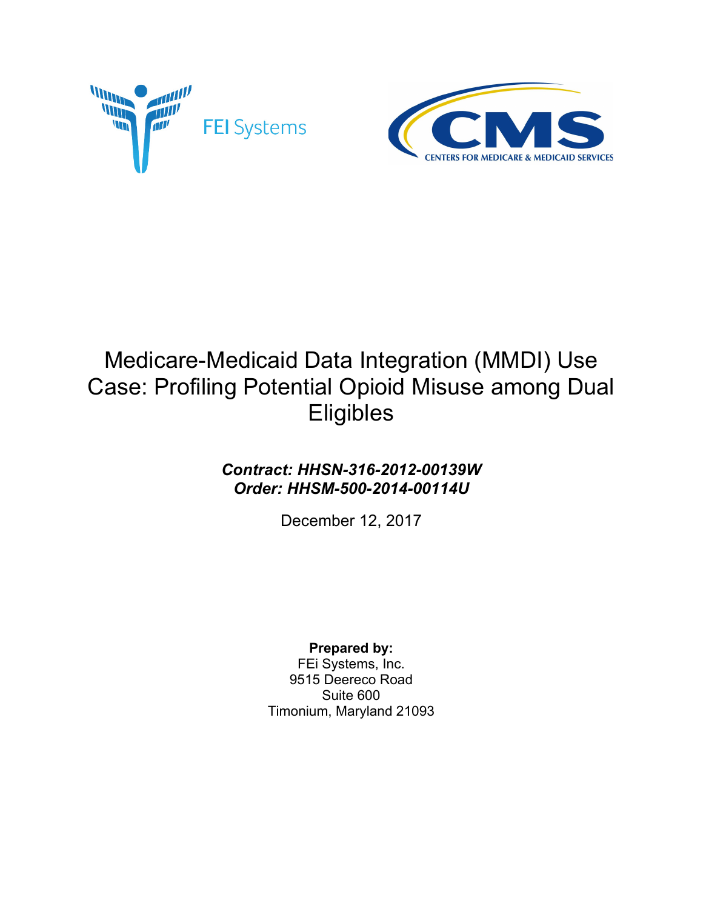FEI Systems

CMS
CENTERS FOR MEDICARE & MEDICAID SERVICES

# Medicare-Medicaid Data Integration (MMDI) Use Case: Profiling Potential Opioid Misuse among Dual Eligibles

***Contract: HHSN-316-2012-00139W***
***Order: HHSM-500-2014-00114U***

December 12, 2017

**Prepared by:**
FEi Systems, Inc.
9515 Deereco Road
Suite 600
Timonium, Maryland 21093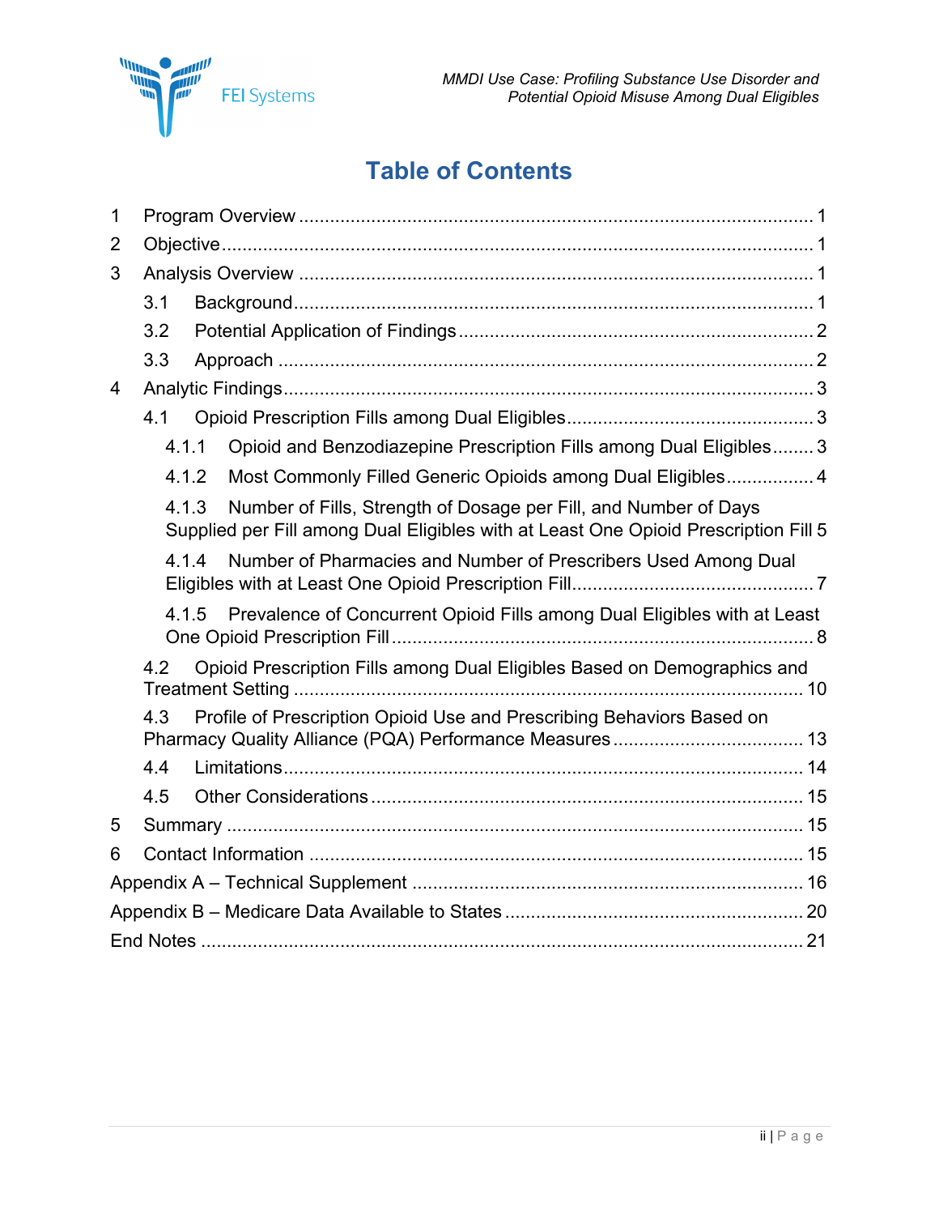# Table of Contents

1 Program Overview ..... 1

2 Objective ..... 1

3 Analysis Overview ..... 1

- 3.1 Background ..... 1
- 3.2 Potential Application of Findings ..... 2
- 3.3 Approach ..... 2

4 Analytic Findings ..... 3

- 4.1 Opioid Prescription Fills among Dual Eligibles ..... 3
  - 4.1.1 Opioid and Benzodiazepine Prescription Fills among Dual Eligibles ..... 3
  - 4.1.2 Most Commonly Filled Generic Opioids among Dual Eligibles ..... 4
  - 4.1.3 Number of Fills, Strength of Dosage per Fill, and Number of Days Supplied per Fill among Dual Eligibles with at Least One Opioid Prescription Fill 5
  - 4.1.4 Number of Pharmacies and Number of Prescribers Used Among Dual Eligibles with at Least One Opioid Prescription Fill ..... 7
  - 4.1.5 Prevalence of Concurrent Opioid Fills among Dual Eligibles with at Least One Opioid Prescription Fill ..... 8
- 4.2 Opioid Prescription Fills among Dual Eligibles Based on Demographics and Treatment Setting ..... 10
- 4.3 Profile of Prescription Opioid Use and Prescribing Behaviors Based on Pharmacy Quality Alliance (PQA) Performance Measures ..... 13
- 4.4 Limitations ..... 14
- 4.5 Other Considerations ..... 15

5 Summary ..... 15

6 Contact Information ..... 15

Appendix A – Technical Supplement ..... 16

Appendix B – Medicare Data Available to States ..... 20

End Notes ..... 21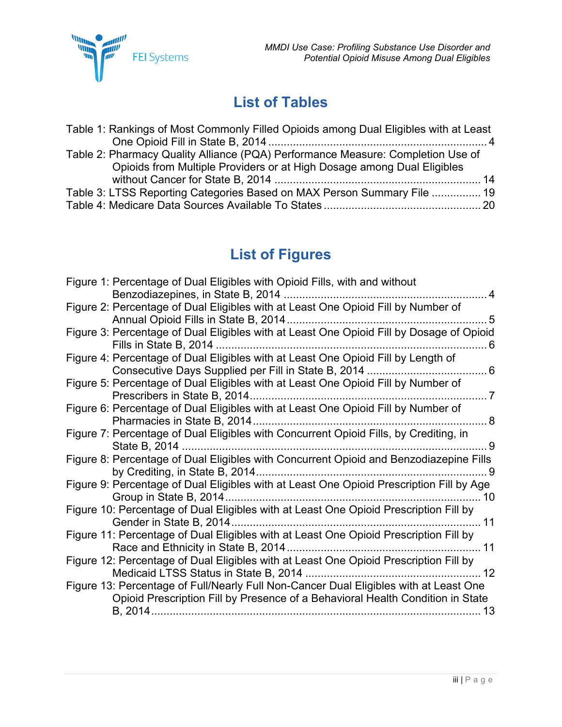# List of Tables

Table 1: Rankings of Most Commonly Filled Opioids among Dual Eligibles with at Least One Opioid Fill in State B, 2014 .......... 4

Table 2: Pharmacy Quality Alliance (PQA) Performance Measure: Completion Use of Opioids from Multiple Providers or at High Dosage among Dual Eligibles without Cancer for State B, 2014 .......... 14

Table 3: LTSS Reporting Categories Based on MAX Person Summary File .......... 19

Table 4: Medicare Data Sources Available To States .......... 20

# List of Figures

Figure 1: Percentage of Dual Eligibles with Opioid Fills, with and without Benzodiazepines, in State B, 2014 .......... 4

Figure 2: Percentage of Dual Eligibles with at Least One Opioid Fill by Number of Annual Opioid Fills in State B, 2014 .......... 5

Figure 3: Percentage of Dual Eligibles with at Least One Opioid Fill by Dosage of Opioid Fills in State B, 2014 .......... 6

Figure 4: Percentage of Dual Eligibles with at Least One Opioid Fill by Length of Consecutive Days Supplied per Fill in State B, 2014 .......... 6

Figure 5: Percentage of Dual Eligibles with at Least One Opioid Fill by Number of Prescribers in State B, 2014 .......... 7

Figure 6: Percentage of Dual Eligibles with at Least One Opioid Fill by Number of Pharmacies in State B, 2014 .......... 8

Figure 7: Percentage of Dual Eligibles with Concurrent Opioid Fills, by Crediting, in State B, 2014 .......... 9

Figure 8: Percentage of Dual Eligibles with Concurrent Opioid and Benzodiazepine Fills by Crediting, in State B, 2014 .......... 9

Figure 9: Percentage of Dual Eligibles with at Least One Opioid Prescription Fill by Age Group in State B, 2014 .......... 10

Figure 10: Percentage of Dual Eligibles with at Least One Opioid Prescription Fill by Gender in State B, 2014 .......... 11

Figure 11: Percentage of Dual Eligibles with at Least One Opioid Prescription Fill by Race and Ethnicity in State B, 2014 .......... 11

Figure 12: Percentage of Dual Eligibles with at Least One Opioid Prescription Fill by Medicaid LTSS Status in State B, 2014 .......... 12

Figure 13: Percentage of Full/Nearly Full Non-Cancer Dual Eligibles with at Least One Opioid Prescription Fill by Presence of a Behavioral Health Condition in State B, 2014 .......... 13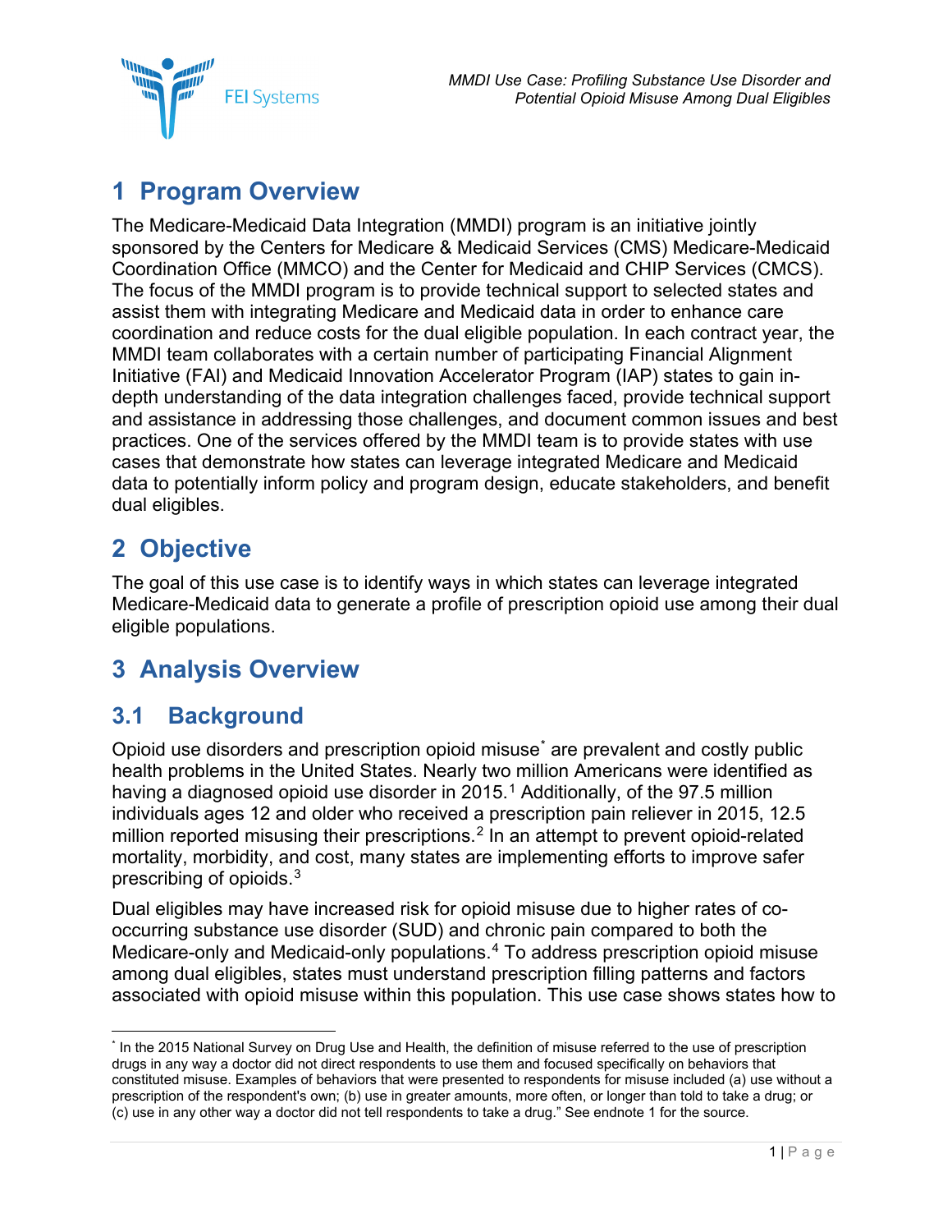# 1 Program Overview

The Medicare-Medicaid Data Integration (MMDI) program is an initiative jointly sponsored by the Centers for Medicare & Medicaid Services (CMS) Medicare-Medicaid Coordination Office (MMCO) and the Center for Medicaid and CHIP Services (CMCS). The focus of the MMDI program is to provide technical support to selected states and assist them with integrating Medicare and Medicaid data in order to enhance care coordination and reduce costs for the dual eligible population. In each contract year, the MMDI team collaborates with a certain number of participating Financial Alignment Initiative (FAI) and Medicaid Innovation Accelerator Program (IAP) states to gain in-depth understanding of the data integration challenges faced, provide technical support and assistance in addressing those challenges, and document common issues and best practices. One of the services offered by the MMDI team is to provide states with use cases that demonstrate how states can leverage integrated Medicare and Medicaid data to potentially inform policy and program design, educate stakeholders, and benefit dual eligibles.

# 2 Objective

The goal of this use case is to identify ways in which states can leverage integrated Medicare-Medicaid data to generate a profile of prescription opioid use among their dual eligible populations.

# 3 Analysis Overview

## 3.1 Background

Opioid use disorders and prescription opioid misuse* are prevalent and costly public health problems in the United States. Nearly two million Americans were identified as having a diagnosed opioid use disorder in 2015.[1] Additionally, of the 97.5 million individuals ages 12 and older who received a prescription pain reliever in 2015, 12.5 million reported misusing their prescriptions.[2] In an attempt to prevent opioid-related mortality, morbidity, and cost, many states are implementing efforts to improve safer prescribing of opioids.[3]

Dual eligibles may have increased risk for opioid misuse due to higher rates of co-occurring substance use disorder (SUD) and chronic pain compared to both the Medicare-only and Medicaid-only populations.[4] To address prescription opioid misuse among dual eligibles, states must understand prescription filling patterns and factors associated with opioid misuse within this population. This use case shows states how to

---

\* In the 2015 National Survey on Drug Use and Health, the definition of misuse referred to the use of prescription drugs in any way a doctor did not direct respondents to use them and focused specifically on behaviors that constituted misuse. Examples of behaviors that were presented to respondents for misuse included (a) use without a prescription of the respondent's own; (b) use in greater amounts, more often, or longer than told to take a drug; or (c) use in any other way a doctor did not tell respondents to take a drug." See endnote 1 for the source.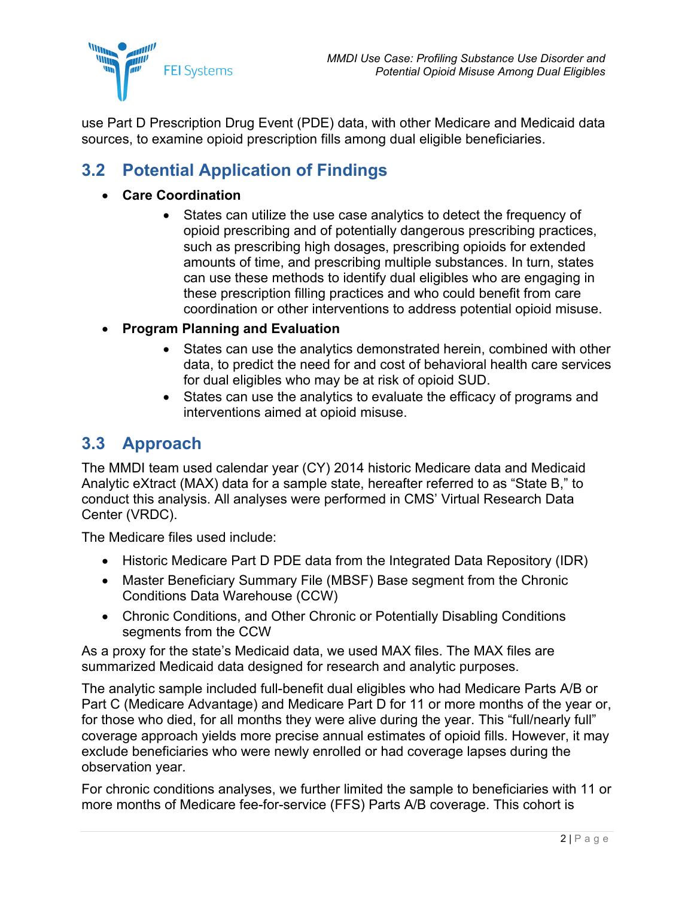use Part D Prescription Drug Event (PDE) data, with other Medicare and Medicaid data sources, to examine opioid prescription fills among dual eligible beneficiaries.

## 3.2 Potential Application of Findings

- **Care Coordination**
  - States can utilize the use case analytics to detect the frequency of opioid prescribing and of potentially dangerous prescribing practices, such as prescribing high dosages, prescribing opioids for extended amounts of time, and prescribing multiple substances. In turn, states can use these methods to identify dual eligibles who are engaging in these prescription filling practices and who could benefit from care coordination or other interventions to address potential opioid misuse.
- **Program Planning and Evaluation**
  - States can use the analytics demonstrated herein, combined with other data, to predict the need for and cost of behavioral health care services for dual eligibles who may be at risk of opioid SUD.
  - States can use the analytics to evaluate the efficacy of programs and interventions aimed at opioid misuse.

## 3.3 Approach

The MMDI team used calendar year (CY) 2014 historic Medicare data and Medicaid Analytic eXtract (MAX) data for a sample state, hereafter referred to as "State B," to conduct this analysis. All analyses were performed in CMS' Virtual Research Data Center (VRDC).

The Medicare files used include:

- Historic Medicare Part D PDE data from the Integrated Data Repository (IDR)
- Master Beneficiary Summary File (MBSF) Base segment from the Chronic Conditions Data Warehouse (CCW)
- Chronic Conditions, and Other Chronic or Potentially Disabling Conditions segments from the CCW

As a proxy for the state's Medicaid data, we used MAX files. The MAX files are summarized Medicaid data designed for research and analytic purposes.

The analytic sample included full-benefit dual eligibles who had Medicare Parts A/B or Part C (Medicare Advantage) and Medicare Part D for 11 or more months of the year or, for those who died, for all months they were alive during the year. This "full/nearly full" coverage approach yields more precise annual estimates of opioid fills. However, it may exclude beneficiaries who were newly enrolled or had coverage lapses during the observation year.

For chronic conditions analyses, we further limited the sample to beneficiaries with 11 or more months of Medicare fee-for-service (FFS) Parts A/B coverage. This cohort is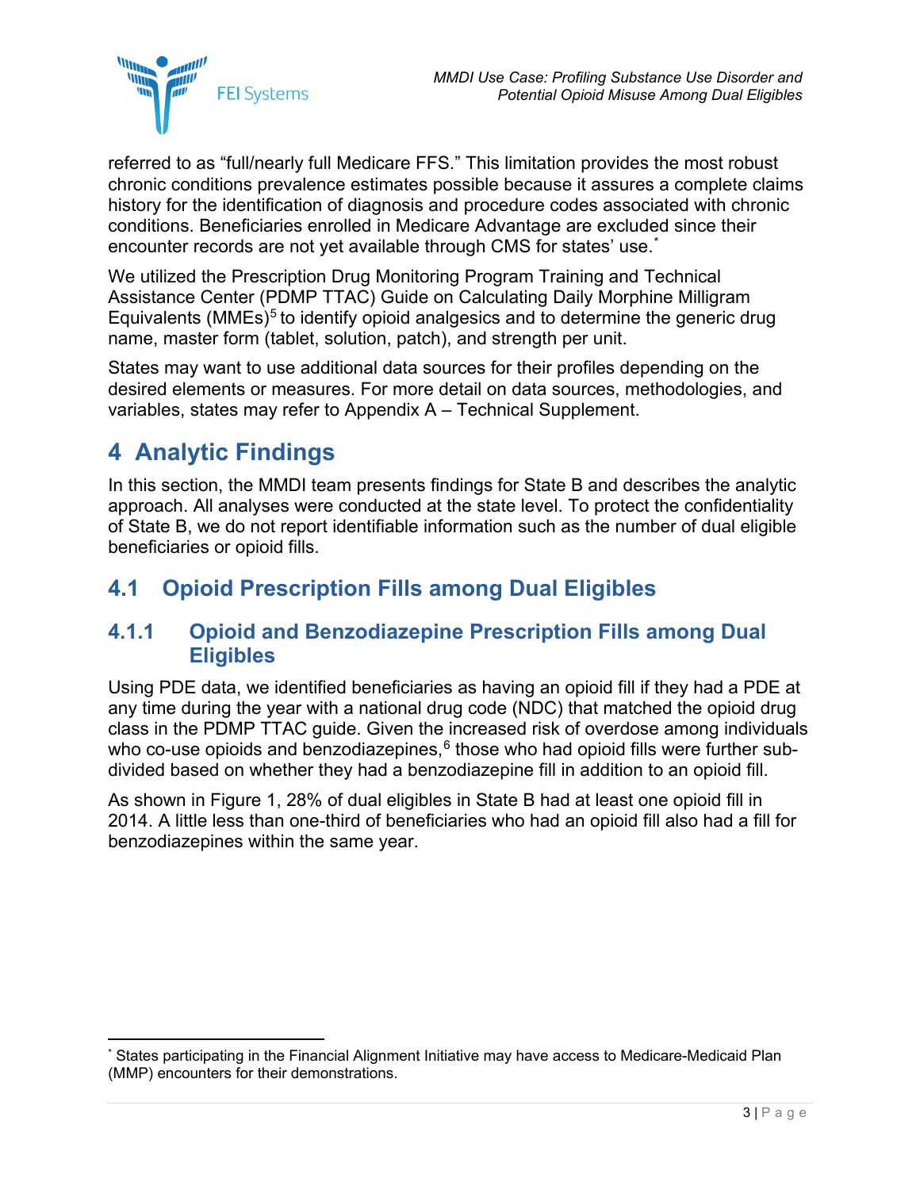referred to as "full/nearly full Medicare FFS." This limitation provides the most robust chronic conditions prevalence estimates possible because it assures a complete claims history for the identification of diagnosis and procedure codes associated with chronic conditions. Beneficiaries enrolled in Medicare Advantage are excluded since their encounter records are not yet available through CMS for states' use.*

We utilized the Prescription Drug Monitoring Program Training and Technical Assistance Center (PDMP TTAC) Guide on Calculating Daily Morphine Milligram Equivalents (MMEs)[5] to identify opioid analgesics and to determine the generic drug name, master form (tablet, solution, patch), and strength per unit.

States may want to use additional data sources for their profiles depending on the desired elements or measures. For more detail on data sources, methodologies, and variables, states may refer to Appendix A – Technical Supplement.

# 4 Analytic Findings

In this section, the MMDI team presents findings for State B and describes the analytic approach. All analyses were conducted at the state level. To protect the confidentiality of State B, we do not report identifiable information such as the number of dual eligible beneficiaries or opioid fills.

## 4.1 Opioid Prescription Fills among Dual Eligibles

### 4.1.1 Opioid and Benzodiazepine Prescription Fills among Dual Eligibles

Using PDE data, we identified beneficiaries as having an opioid fill if they had a PDE at any time during the year with a national drug code (NDC) that matched the opioid drug class in the PDMP TTAC guide. Given the increased risk of overdose among individuals who co-use opioids and benzodiazepines,[6] those who had opioid fills were further sub-divided based on whether they had a benzodiazepine fill in addition to an opioid fill.

As shown in Figure 1, 28% of dual eligibles in State B had at least one opioid fill in 2014. A little less than one-third of beneficiaries who had an opioid fill also had a fill for benzodiazepines within the same year.

* States participating in the Financial Alignment Initiative may have access to Medicare-Medicaid Plan (MMP) encounters for their demonstrations.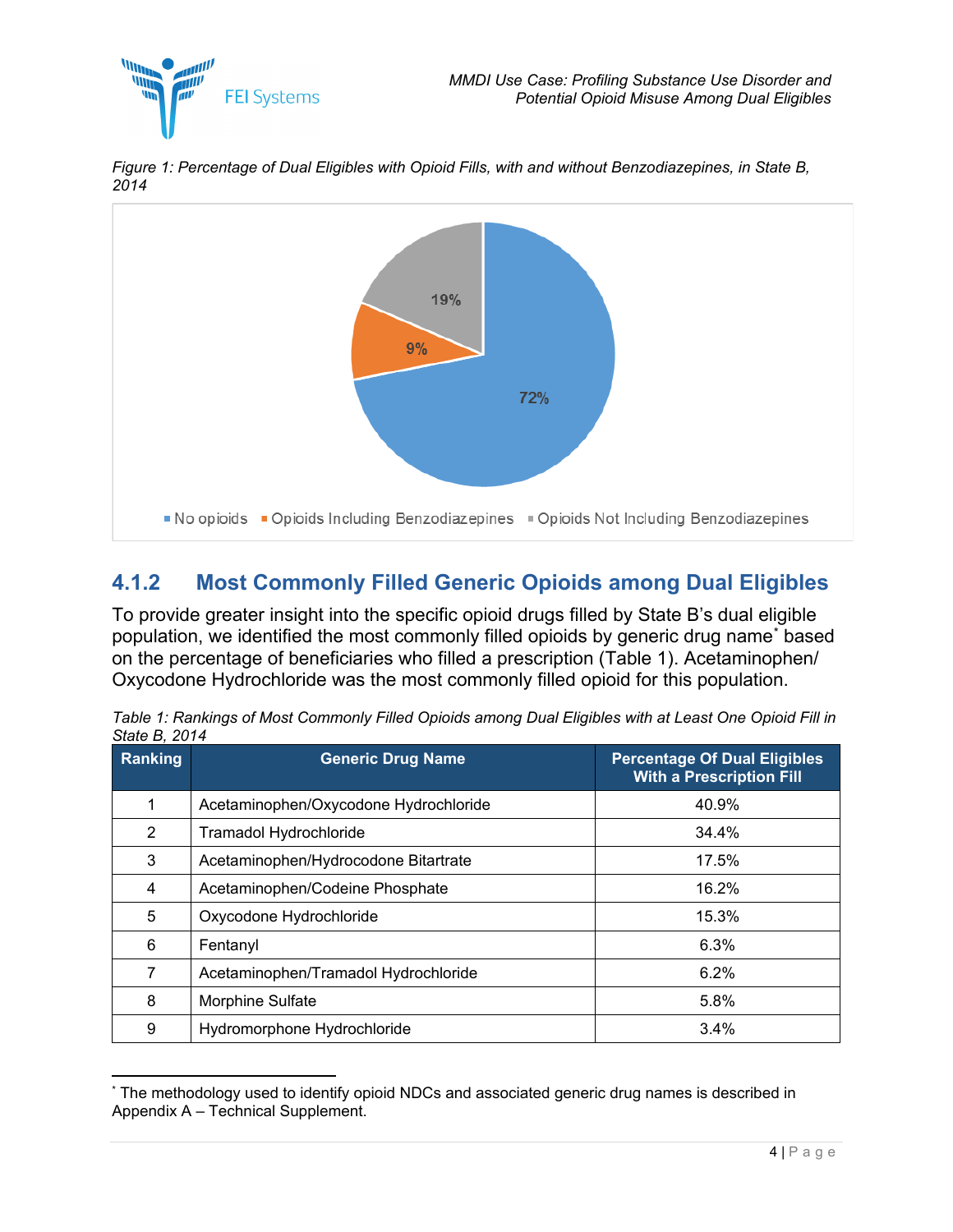*Figure 1: Percentage of Dual Eligibles with Opioid Fills, with and without Benzodiazepines, in State B, 2014*

### 4.1.2 Most Commonly Filled Generic Opioids among Dual Eligibles

To provide greater insight into the specific opioid drugs filled by State B's dual eligible population, we identified the most commonly filled opioids by generic drug name* based on the percentage of beneficiaries who filled a prescription (Table 1). Acetaminophen/ Oxycodone Hydrochloride was the most commonly filled opioid for this population.

*Table 1: Rankings of Most Commonly Filled Opioids among Dual Eligibles with at Least One Opioid Fill in State B, 2014*

| Ranking | Generic Drug Name | Percentage Of Dual Eligibles With a Prescription Fill |
|---|---|---|
| 1 | Acetaminophen/Oxycodone Hydrochloride | 40.9% |
| 2 | Tramadol Hydrochloride | 34.4% |
| 3 | Acetaminophen/Hydrocodone Bitartrate | 17.5% |
| 4 | Acetaminophen/Codeine Phosphate | 16.2% |
| 5 | Oxycodone Hydrochloride | 15.3% |
| 6 | Fentanyl | 6.3% |
| 7 | Acetaminophen/Tramadol Hydrochloride | 6.2% |
| 8 | Morphine Sulfate | 5.8% |
| 9 | Hydromorphone Hydrochloride | 3.4% |

* The methodology used to identify opioid NDCs and associated generic drug names is described in Appendix A – Technical Supplement.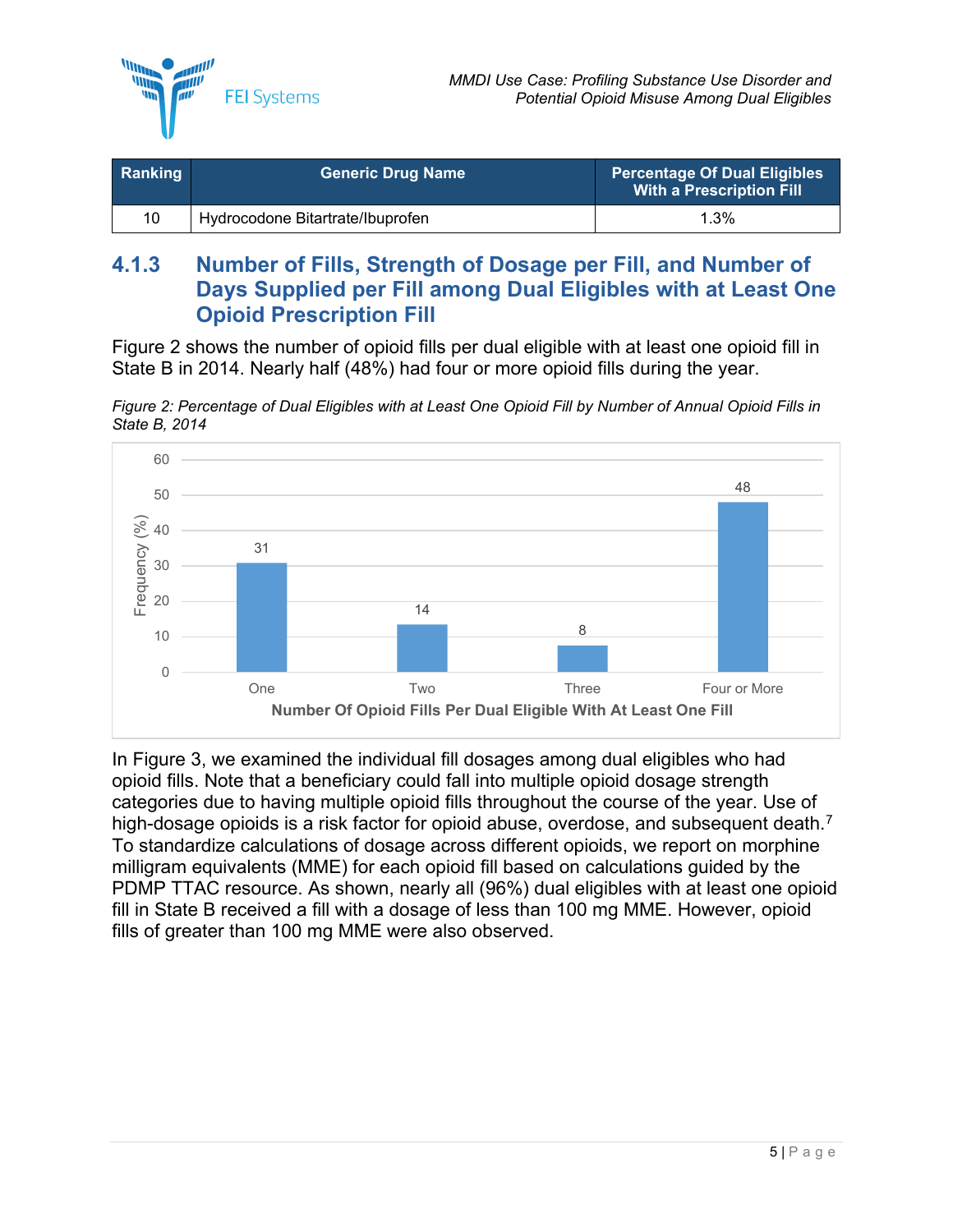| Ranking | Generic Drug Name | Percentage Of Dual Eligibles With a Prescription Fill |
|---|---|---|
| 10 | Hydrocodone Bitartrate/Ibuprofen | 1.3% |

### 4.1.3 Number of Fills, Strength of Dosage per Fill, and Number of Days Supplied per Fill among Dual Eligibles with at Least One Opioid Prescription Fill

Figure 2 shows the number of opioid fills per dual eligible with at least one opioid fill in State B in 2014. Nearly half (48%) had four or more opioid fills during the year.

*Figure 2: Percentage of Dual Eligibles with at Least One Opioid Fill by Number of Annual Opioid Fills in State B, 2014*

| Number Of Opioid Fills Per Dual Eligible With At Least One Fill | Frequency (%) |
|---|---|
| One | 31 |
| Two | 14 |
| Three | 8 |
| Four or More | 48 |

In Figure 3, we examined the individual fill dosages among dual eligibles who had opioid fills. Note that a beneficiary could fall into multiple opioid dosage strength categories due to having multiple opioid fills throughout the course of the year. Use of high-dosage opioids is a risk factor for opioid abuse, overdose, and subsequent death.[7] To standardize calculations of dosage across different opioids, we report on morphine milligram equivalents (MME) for each opioid fill based on calculations guided by the PDMP TTAC resource. As shown, nearly all (96%) dual eligibles with at least one opioid fill in State B received a fill with a dosage of less than 100 mg MME. However, opioid fills of greater than 100 mg MME were also observed.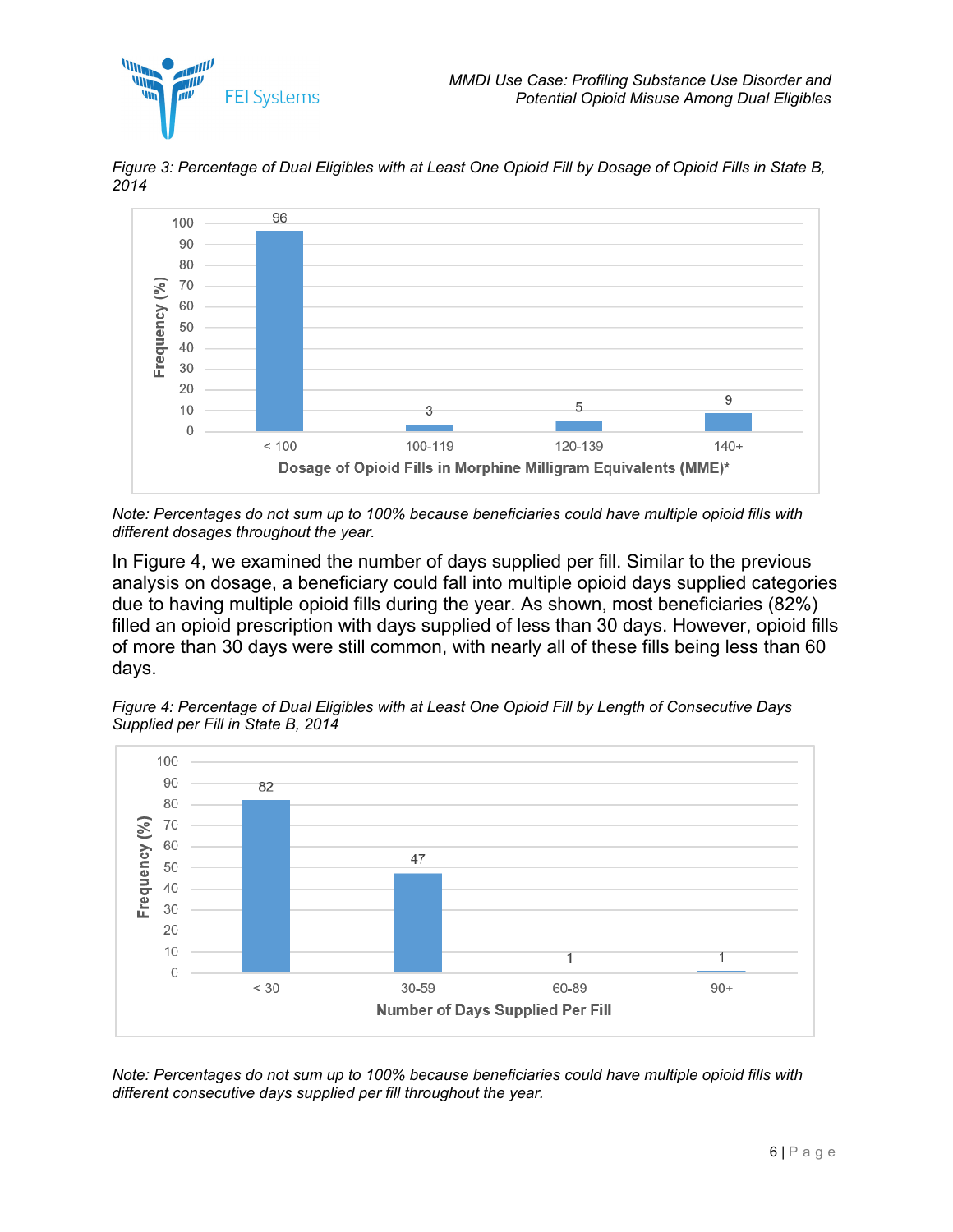*Figure 3: Percentage of Dual Eligibles with at Least One Opioid Fill by Dosage of Opioid Fills in State B, 2014*

| Dosage of Opioid Fills in Morphine Milligram Equivalents (MME)* | Frequency (%) |
|---|---|
| < 100 | 96 |
| 100-119 | 3 |
| 120-139 | 5 |
| 140+ | 9 |

*Note: Percentages do not sum up to 100% because beneficiaries could have multiple opioid fills with different dosages throughout the year.*

In Figure 4, we examined the number of days supplied per fill. Similar to the previous analysis on dosage, a beneficiary could fall into multiple opioid days supplied categories due to having multiple opioid fills during the year. As shown, most beneficiaries (82%) filled an opioid prescription with days supplied of less than 30 days. However, opioid fills of more than 30 days were still common, with nearly all of these fills being less than 60 days.

*Figure 4: Percentage of Dual Eligibles with at Least One Opioid Fill by Length of Consecutive Days Supplied per Fill in State B, 2014*

| Number of Days Supplied Per Fill | Frequency (%) |
|---|---|
| < 30 | 82 |
| 30-59 | 47 |
| 60-89 | 1 |
| 90+ | 1 |

*Note: Percentages do not sum up to 100% because beneficiaries could have multiple opioid fills with different consecutive days supplied per fill throughout the year.*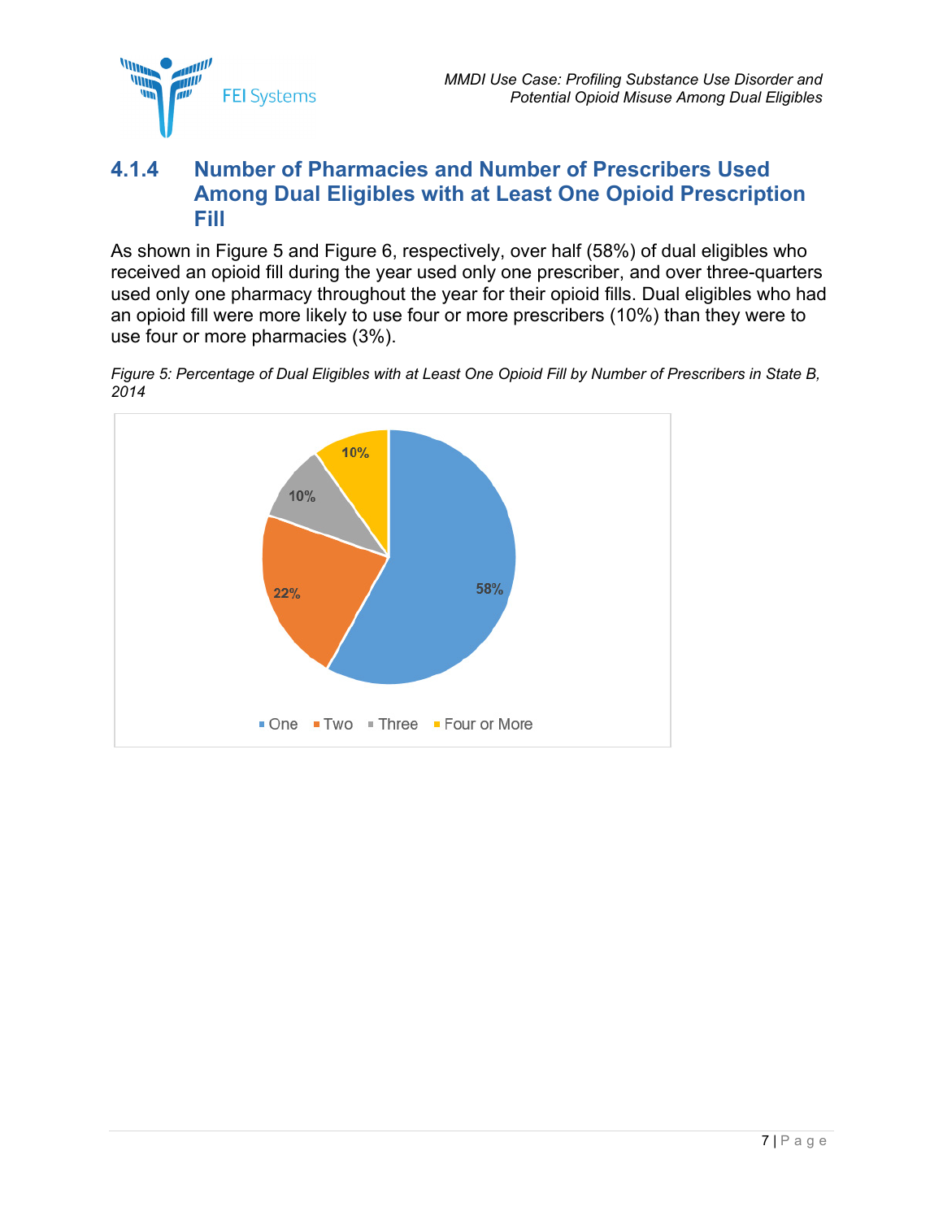### 4.1.4 Number of Pharmacies and Number of Prescribers Used Among Dual Eligibles with at Least One Opioid Prescription Fill

As shown in Figure 5 and Figure 6, respectively, over half (58%) of dual eligibles who received an opioid fill during the year used only one prescriber, and over three-quarters used only one pharmacy throughout the year for their opioid fills. Dual eligibles who had an opioid fill were more likely to use four or more prescribers (10%) than they were to use four or more pharmacies (3%).

*Figure 5: Percentage of Dual Eligibles with at Least One Opioid Fill by Number of Prescribers in State B, 2014*

| Number of Prescribers | Percentage |
|---|---|
| One | 58% |
| Two | 22% |
| Three | 10% |
| Four or More | 10% |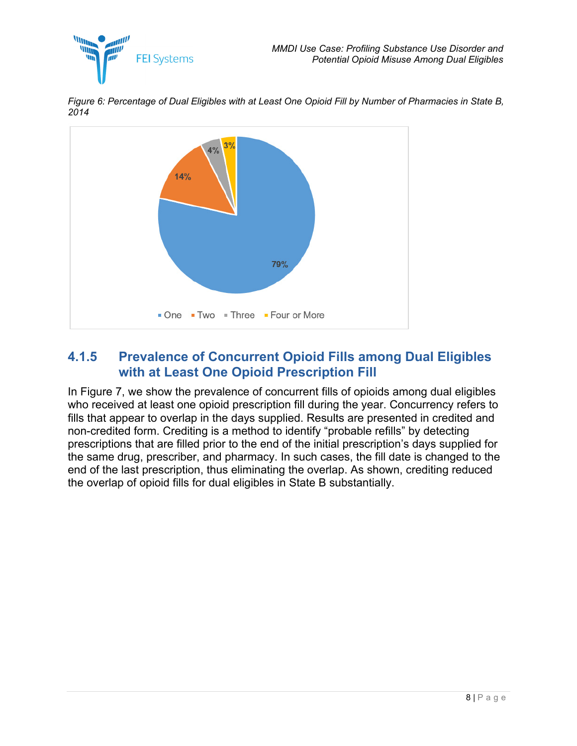*Figure 6: Percentage of Dual Eligibles with at Least One Opioid Fill by Number of Pharmacies in State B, 2014*

| Number of Pharmacies | Percentage |
|---|---|
| One | 79% |
| Two | 14% |
| Three | 4% |
| Four or More | 3% |

### 4.1.5 Prevalence of Concurrent Opioid Fills among Dual Eligibles with at Least One Opioid Prescription Fill

In Figure 7, we show the prevalence of concurrent fills of opioids among dual eligibles who received at least one opioid prescription fill during the year. Concurrency refers to fills that appear to overlap in the days supplied. Results are presented in credited and non-credited form. Crediting is a method to identify "probable refills" by detecting prescriptions that are filled prior to the end of the initial prescription's days supplied for the same drug, prescriber, and pharmacy. In such cases, the fill date is changed to the end of the last prescription, thus eliminating the overlap. As shown, crediting reduced the overlap of opioid fills for dual eligibles in State B substantially.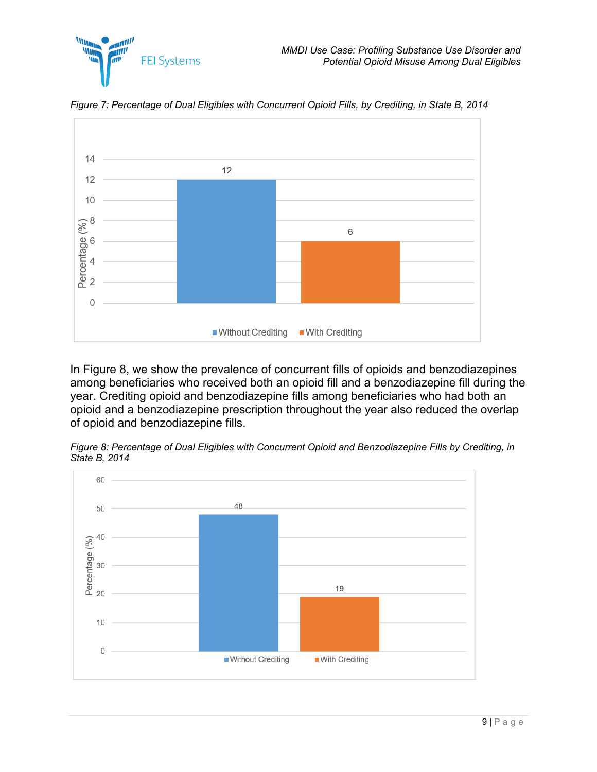*Figure 7: Percentage of Dual Eligibles with Concurrent Opioid Fills, by Crediting, in State B, 2014*

| | Percentage (%) |
|---|---|
| Without Crediting | 12 |
| With Crediting | 6 |

In Figure 8, we show the prevalence of concurrent fills of opioids and benzodiazepines among beneficiaries who received both an opioid fill and a benzodiazepine fill during the year. Crediting opioid and benzodiazepine fills among beneficiaries who had both an opioid and a benzodiazepine prescription throughout the year also reduced the overlap of opioid and benzodiazepine fills.

*Figure 8: Percentage of Dual Eligibles with Concurrent Opioid and Benzodiazepine Fills by Crediting, in State B, 2014*

| | Percentage (%) |
|---|---|
| Without Crediting | 48 |
| With Crediting | 19 |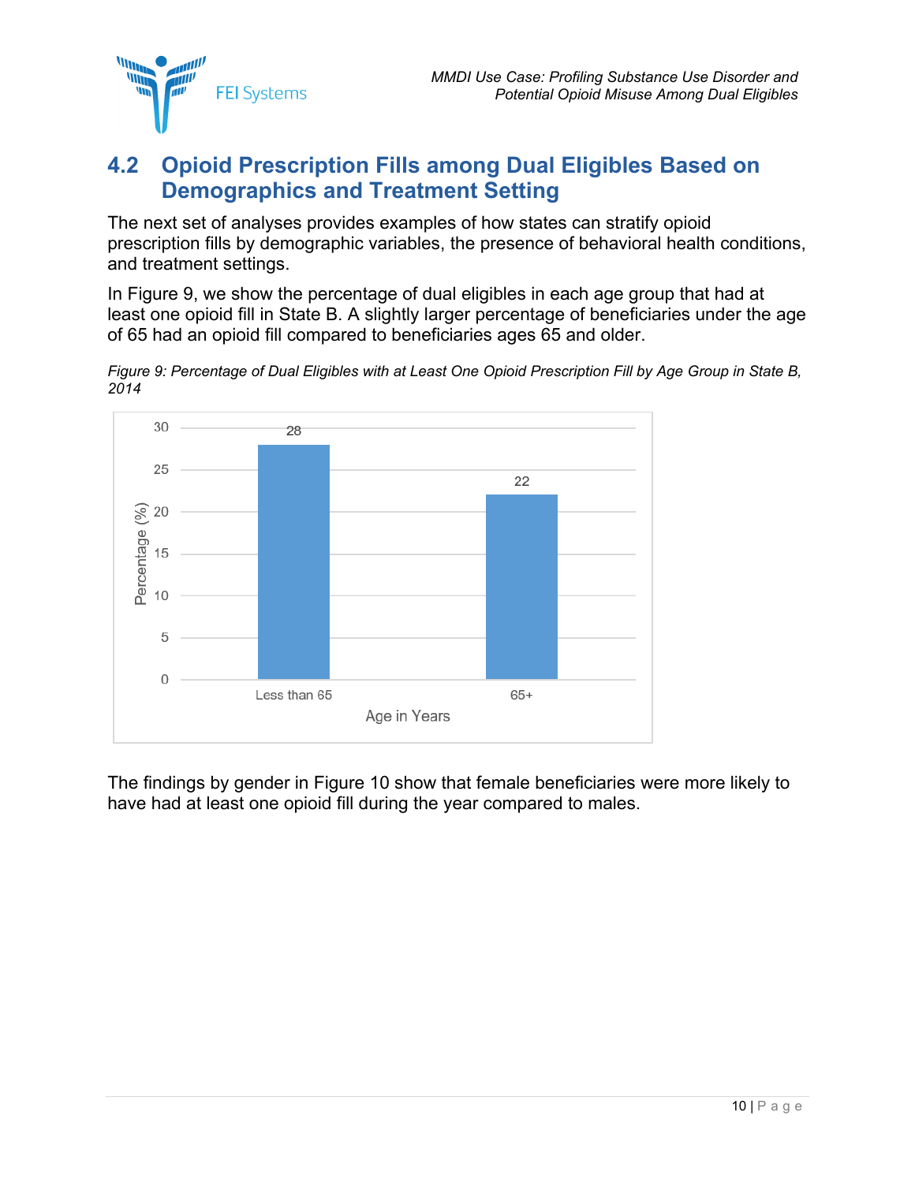## 4.2 Opioid Prescription Fills among Dual Eligibles Based on Demographics and Treatment Setting

The next set of analyses provides examples of how states can stratify opioid prescription fills by demographic variables, the presence of behavioral health conditions, and treatment settings.

In Figure 9, we show the percentage of dual eligibles in each age group that had at least one opioid fill in State B. A slightly larger percentage of beneficiaries under the age of 65 had an opioid fill compared to beneficiaries ages 65 and older.

*Figure 9: Percentage of Dual Eligibles with at Least One Opioid Prescription Fill by Age Group in State B, 2014*

| Age in Years | Percentage (%) |
|---|---|
| Less than 65 | 28 |
| 65+ | 22 |

The findings by gender in Figure 10 show that female beneficiaries were more likely to have had at least one opioid fill during the year compared to males.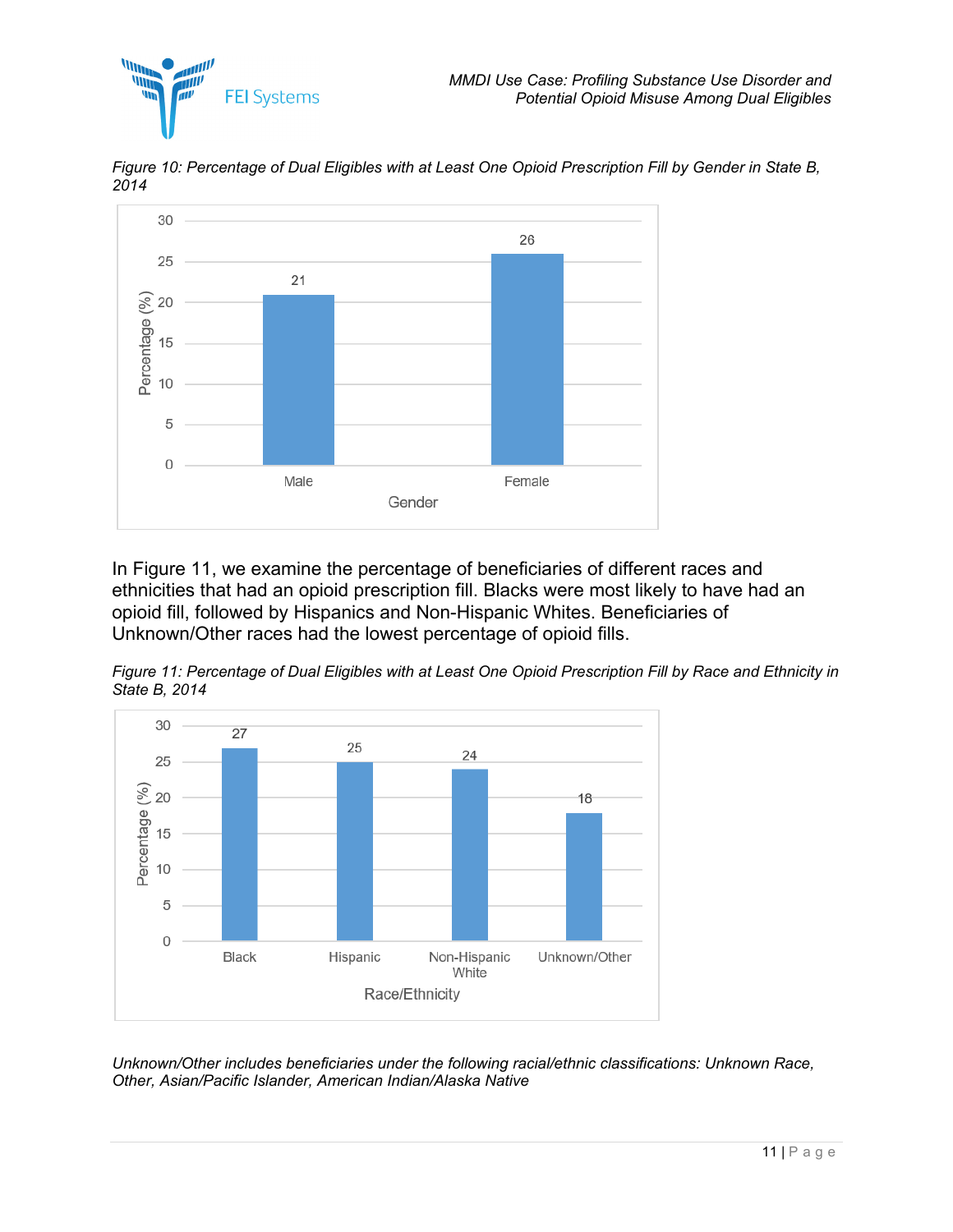*Figure 10: Percentage of Dual Eligibles with at Least One Opioid Prescription Fill by Gender in State B, 2014*

| Gender | Percentage (%) |
|---|---|
| Male | 21 |
| Female | 26 |

In Figure 11, we examine the percentage of beneficiaries of different races and ethnicities that had an opioid prescription fill. Blacks were most likely to have had an opioid fill, followed by Hispanics and Non-Hispanic Whites. Beneficiaries of Unknown/Other races had the lowest percentage of opioid fills.

*Figure 11: Percentage of Dual Eligibles with at Least One Opioid Prescription Fill by Race and Ethnicity in State B, 2014*

| Race/Ethnicity | Percentage (%) |
|---|---|
| Black | 27 |
| Hispanic | 25 |
| Non-Hispanic White | 24 |
| Unknown/Other | 18 |

*Unknown/Other includes beneficiaries under the following racial/ethnic classifications: Unknown Race, Other, Asian/Pacific Islander, American Indian/Alaska Native*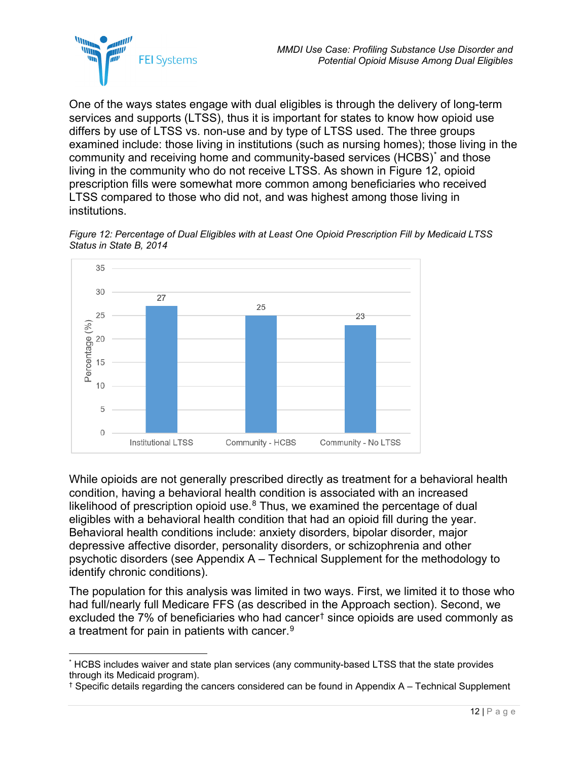One of the ways states engage with dual eligibles is through the delivery of long-term services and supports (LTSS), thus it is important for states to know how opioid use differs by use of LTSS vs. non-use and by type of LTSS used. The three groups examined include: those living in institutions (such as nursing homes); those living in the community and receiving home and community-based services (HCBS)* and those living in the community who do not receive LTSS. As shown in Figure 12, opioid prescription fills were somewhat more common among beneficiaries who received LTSS compared to those who did not, and was highest among those living in institutions.

*Figure 12: Percentage of Dual Eligibles with at Least One Opioid Prescription Fill by Medicaid LTSS Status in State B, 2014*

| LTSS Status | Percentage (%) |
| --- | --- |
| Institutional LTSS | 27 |
| Community - HCBS | 25 |
| Community - No LTSS | 23 |

While opioids are not generally prescribed directly as treatment for a behavioral health condition, having a behavioral health condition is associated with an increased likelihood of prescription opioid use.[8] Thus, we examined the percentage of dual eligibles with a behavioral health condition that had an opioid fill during the year. Behavioral health conditions include: anxiety disorders, bipolar disorder, major depressive affective disorder, personality disorders, or schizophrenia and other psychotic disorders (see Appendix A – Technical Supplement for the methodology to identify chronic conditions).

The population for this analysis was limited in two ways. First, we limited it to those who had full/nearly full Medicare FFS (as described in the Approach section). Second, we excluded the 7% of beneficiaries who had cancer† since opioids are used commonly as a treatment for pain in patients with cancer.[9]

---

* HCBS includes waiver and state plan services (any community-based LTSS that the state provides through its Medicaid program).

† Specific details regarding the cancers considered can be found in Appendix A – Technical Supplement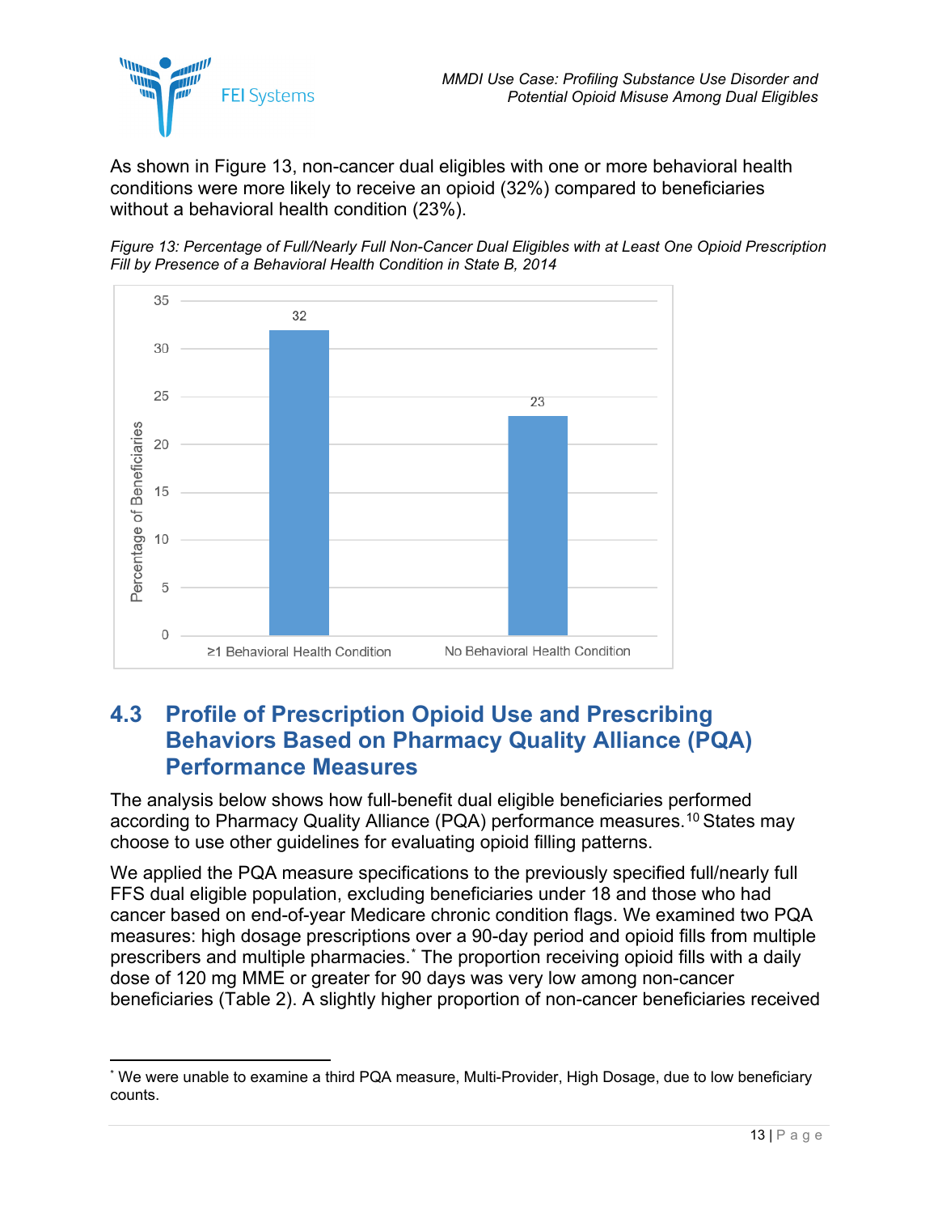As shown in Figure 13, non-cancer dual eligibles with one or more behavioral health conditions were more likely to receive an opioid (32%) compared to beneficiaries without a behavioral health condition (23%).

*Figure 13: Percentage of Full/Nearly Full Non-Cancer Dual Eligibles with at Least One Opioid Prescription Fill by Presence of a Behavioral Health Condition in State B, 2014*

| Group | Percentage of Beneficiaries |
|---|---|
| ≥1 Behavioral Health Condition | 32 |
| No Behavioral Health Condition | 23 |

## 4.3 Profile of Prescription Opioid Use and Prescribing Behaviors Based on Pharmacy Quality Alliance (PQA) Performance Measures

The analysis below shows how full-benefit dual eligible beneficiaries performed according to Pharmacy Quality Alliance (PQA) performance measures.[10] States may choose to use other guidelines for evaluating opioid filling patterns.

We applied the PQA measure specifications to the previously specified full/nearly full FFS dual eligible population, excluding beneficiaries under 18 and those who had cancer based on end-of-year Medicare chronic condition flags. We examined two PQA measures: high dosage prescriptions over a 90-day period and opioid fills from multiple prescribers and multiple pharmacies.[*] The proportion receiving opioid fills with a daily dose of 120 mg MME or greater for 90 days was very low among non-cancer beneficiaries (Table 2). A slightly higher proportion of non-cancer beneficiaries received

[*] We were unable to examine a third PQA measure, Multi-Provider, High Dosage, due to low beneficiary counts.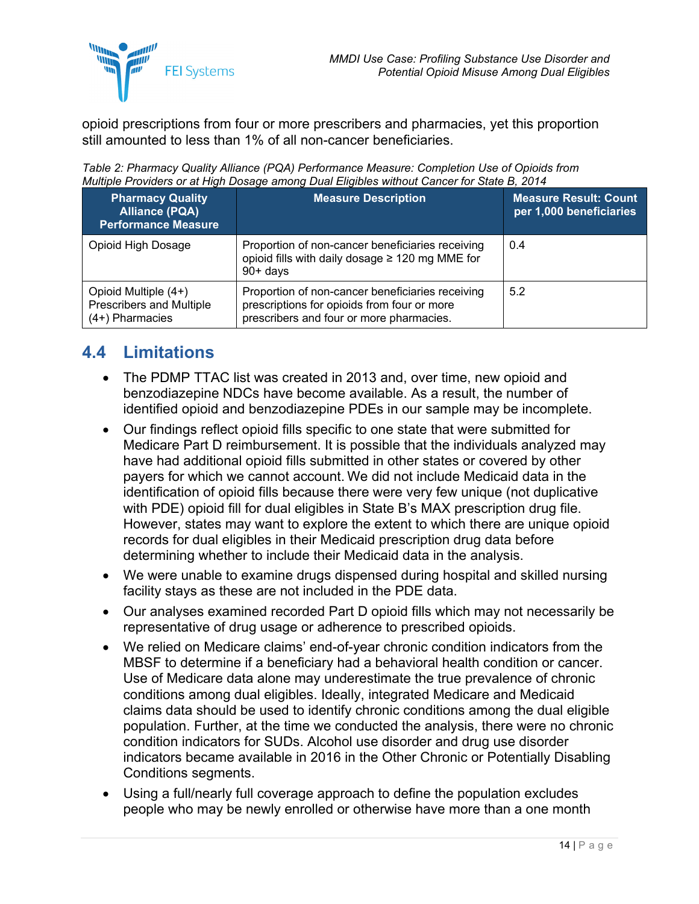opioid prescriptions from four or more prescribers and pharmacies, yet this proportion still amounted to less than 1% of all non-cancer beneficiaries.

*Table 2: Pharmacy Quality Alliance (PQA) Performance Measure: Completion Use of Opioids from Multiple Providers or at High Dosage among Dual Eligibles without Cancer for State B, 2014*

| Pharmacy Quality Alliance (PQA) Performance Measure | Measure Description | Measure Result: Count per 1,000 beneficiaries |
|---|---|---|
| Opioid High Dosage | Proportion of non-cancer beneficiaries receiving opioid fills with daily dosage ≥ 120 mg MME for 90+ days | 0.4 |
| Opioid Multiple (4+) Prescribers and Multiple (4+) Pharmacies | Proportion of non-cancer beneficiaries receiving prescriptions for opioids from four or more prescribers and four or more pharmacies. | 5.2 |

## 4.4 Limitations

- The PDMP TTAC list was created in 2013 and, over time, new opioid and benzodiazepine NDCs have become available. As a result, the number of identified opioid and benzodiazepine PDEs in our sample may be incomplete.
- Our findings reflect opioid fills specific to one state that were submitted for Medicare Part D reimbursement. It is possible that the individuals analyzed may have had additional opioid fills submitted in other states or covered by other payers for which we cannot account. We did not include Medicaid data in the identification of opioid fills because there were very few unique (not duplicative with PDE) opioid fill for dual eligibles in State B's MAX prescription drug file. However, states may want to explore the extent to which there are unique opioid records for dual eligibles in their Medicaid prescription drug data before determining whether to include their Medicaid data in the analysis.
- We were unable to examine drugs dispensed during hospital and skilled nursing facility stays as these are not included in the PDE data.
- Our analyses examined recorded Part D opioid fills which may not necessarily be representative of drug usage or adherence to prescribed opioids.
- We relied on Medicare claims' end-of-year chronic condition indicators from the MBSF to determine if a beneficiary had a behavioral health condition or cancer. Use of Medicare data alone may underestimate the true prevalence of chronic conditions among dual eligibles. Ideally, integrated Medicare and Medicaid claims data should be used to identify chronic conditions among the dual eligible population. Further, at the time we conducted the analysis, there were no chronic condition indicators for SUDs. Alcohol use disorder and drug use disorder indicators became available in 2016 in the Other Chronic or Potentially Disabling Conditions segments.
- Using a full/nearly full coverage approach to define the population excludes people who may be newly enrolled or otherwise have more than a one month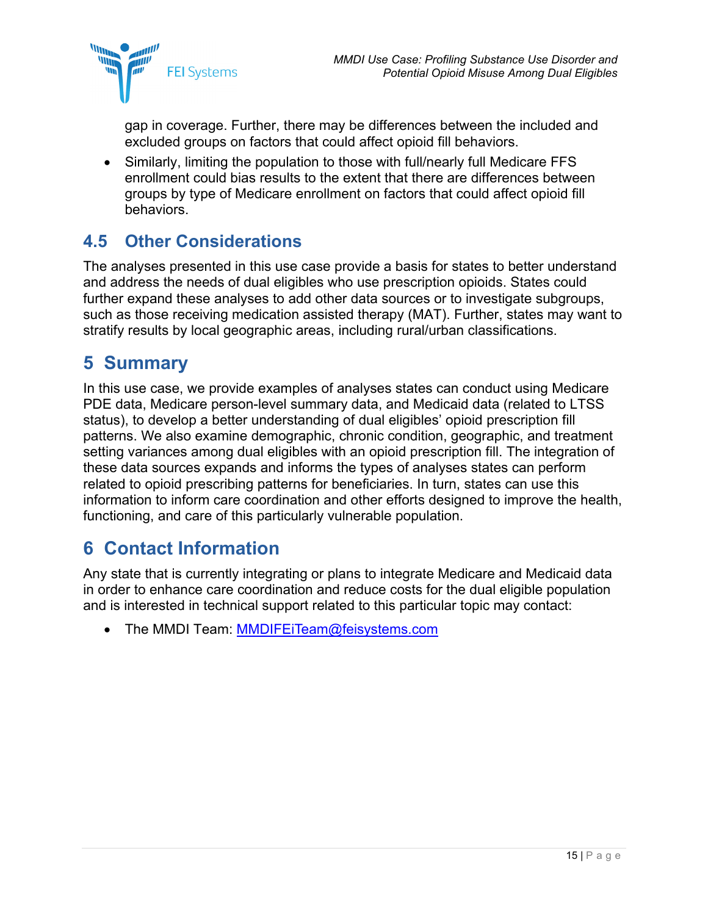gap in coverage. Further, there may be differences between the included and excluded groups on factors that could affect opioid fill behaviors.

- Similarly, limiting the population to those with full/nearly full Medicare FFS enrollment could bias results to the extent that there are differences between groups by type of Medicare enrollment on factors that could affect opioid fill behaviors.

## 4.5 Other Considerations

The analyses presented in this use case provide a basis for states to better understand and address the needs of dual eligibles who use prescription opioids. States could further expand these analyses to add other data sources or to investigate subgroups, such as those receiving medication assisted therapy (MAT). Further, states may want to stratify results by local geographic areas, including rural/urban classifications.

# 5 Summary

In this use case, we provide examples of analyses states can conduct using Medicare PDE data, Medicare person-level summary data, and Medicaid data (related to LTSS status), to develop a better understanding of dual eligibles' opioid prescription fill patterns. We also examine demographic, chronic condition, geographic, and treatment setting variances among dual eligibles with an opioid prescription fill. The integration of these data sources expands and informs the types of analyses states can perform related to opioid prescribing patterns for beneficiaries. In turn, states can use this information to inform care coordination and other efforts designed to improve the health, functioning, and care of this particularly vulnerable population.

# 6 Contact Information

Any state that is currently integrating or plans to integrate Medicare and Medicaid data in order to enhance care coordination and reduce costs for the dual eligible population and is interested in technical support related to this particular topic may contact:

- The MMDI Team: MMDIFEiTeam@feisystems.com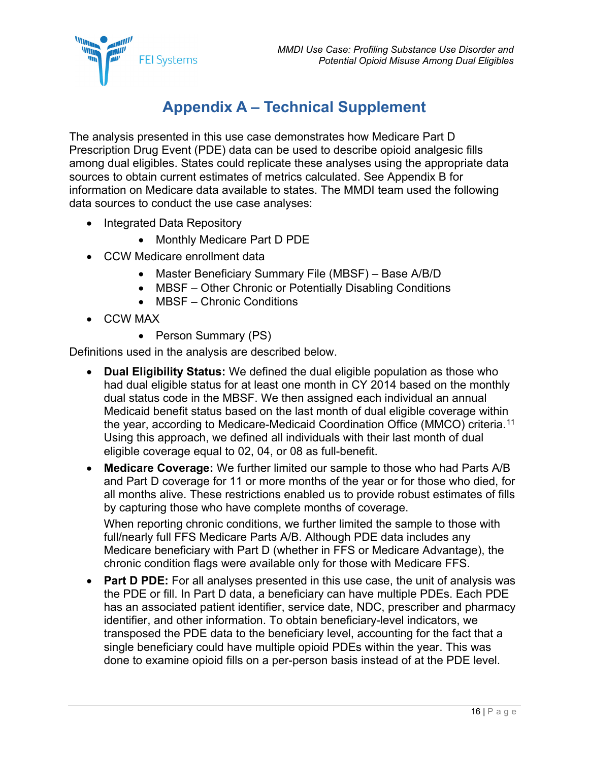# Appendix A – Technical Supplement

The analysis presented in this use case demonstrates how Medicare Part D Prescription Drug Event (PDE) data can be used to describe opioid analgesic fills among dual eligibles. States could replicate these analyses using the appropriate data sources to obtain current estimates of metrics calculated. See Appendix B for information on Medicare data available to states. The MMDI team used the following data sources to conduct the use case analyses:

- Integrated Data Repository
  - Monthly Medicare Part D PDE
- CCW Medicare enrollment data
  - Master Beneficiary Summary File (MBSF) – Base A/B/D
  - MBSF – Other Chronic or Potentially Disabling Conditions
  - MBSF – Chronic Conditions
- CCW MAX
  - Person Summary (PS)

Definitions used in the analysis are described below.

- **Dual Eligibility Status:** We defined the dual eligible population as those who had dual eligible status for at least one month in CY 2014 based on the monthly dual status code in the MBSF. We then assigned each individual an annual Medicaid benefit status based on the last month of dual eligible coverage within the year, according to Medicare-Medicaid Coordination Office (MMCO) criteria.[11] Using this approach, we defined all individuals with their last month of dual eligible coverage equal to 02, 04, or 08 as full-benefit.
- **Medicare Coverage:** We further limited our sample to those who had Parts A/B and Part D coverage for 11 or more months of the year or for those who died, for all months alive. These restrictions enabled us to provide robust estimates of fills by capturing those who have complete months of coverage.

  When reporting chronic conditions, we further limited the sample to those with full/nearly full FFS Medicare Parts A/B. Although PDE data includes any Medicare beneficiary with Part D (whether in FFS or Medicare Advantage), the chronic condition flags were available only for those with Medicare FFS.
- **Part D PDE:** For all analyses presented in this use case, the unit of analysis was the PDE or fill. In Part D data, a beneficiary can have multiple PDEs. Each PDE has an associated patient identifier, service date, NDC, prescriber and pharmacy identifier, and other information. To obtain beneficiary-level indicators, we transposed the PDE data to the beneficiary level, accounting for the fact that a single beneficiary could have multiple opioid PDEs within the year. This was done to examine opioid fills on a per-person basis instead of at the PDE level.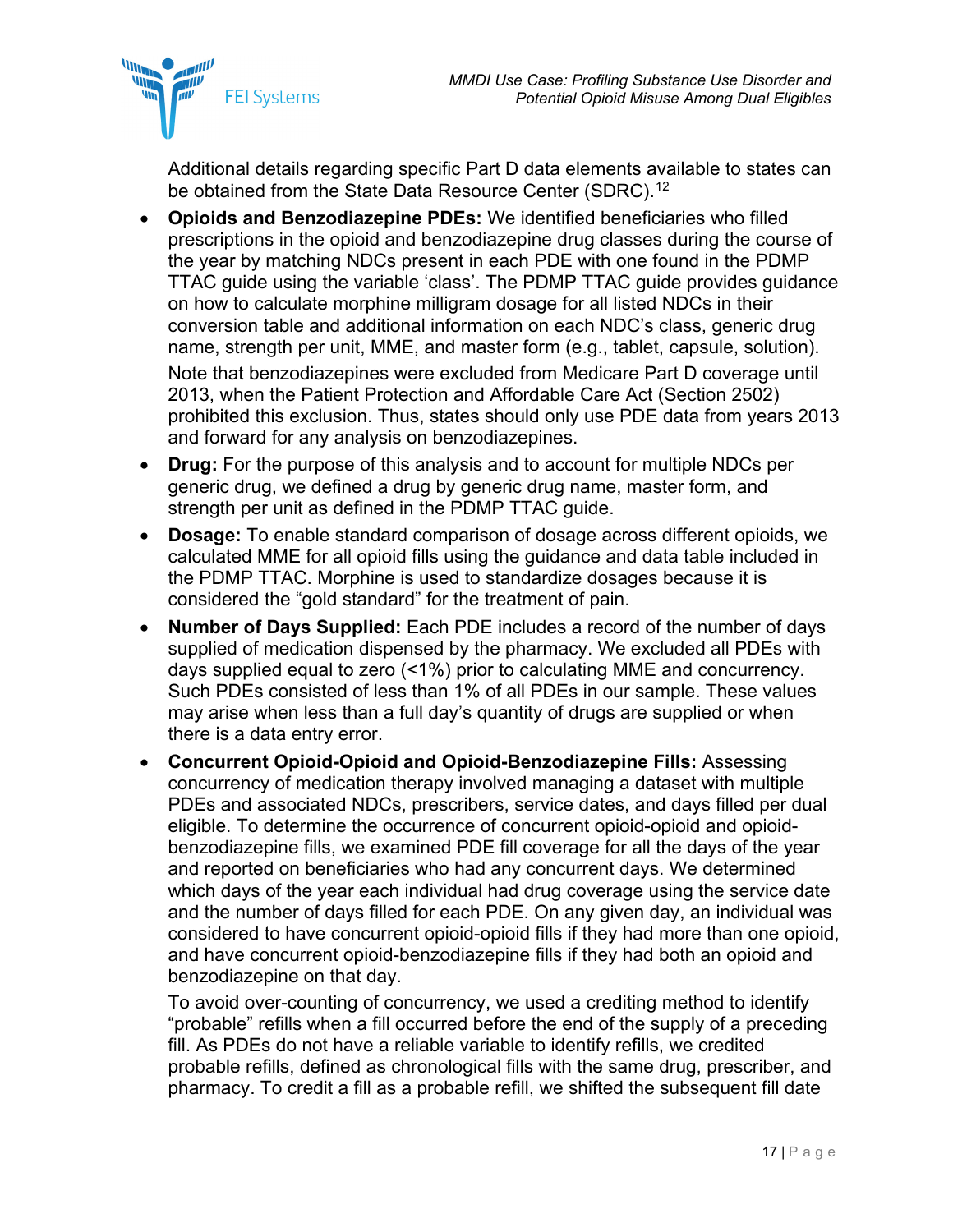Additional details regarding specific Part D data elements available to states can be obtained from the State Data Resource Center (SDRC).[12]

- **Opioids and Benzodiazepine PDEs:** We identified beneficiaries who filled prescriptions in the opioid and benzodiazepine drug classes during the course of the year by matching NDCs present in each PDE with one found in the PDMP TTAC guide using the variable 'class'. The PDMP TTAC guide provides guidance on how to calculate morphine milligram dosage for all listed NDCs in their conversion table and additional information on each NDC's class, generic drug name, strength per unit, MME, and master form (e.g., tablet, capsule, solution).

  Note that benzodiazepines were excluded from Medicare Part D coverage until 2013, when the Patient Protection and Affordable Care Act (Section 2502) prohibited this exclusion. Thus, states should only use PDE data from years 2013 and forward for any analysis on benzodiazepines.
- **Drug:** For the purpose of this analysis and to account for multiple NDCs per generic drug, we defined a drug by generic drug name, master form, and strength per unit as defined in the PDMP TTAC guide.
- **Dosage:** To enable standard comparison of dosage across different opioids, we calculated MME for all opioid fills using the guidance and data table included in the PDMP TTAC. Morphine is used to standardize dosages because it is considered the "gold standard" for the treatment of pain.
- **Number of Days Supplied:** Each PDE includes a record of the number of days supplied of medication dispensed by the pharmacy. We excluded all PDEs with days supplied equal to zero (<1%) prior to calculating MME and concurrency. Such PDEs consisted of less than 1% of all PDEs in our sample. These values may arise when less than a full day's quantity of drugs are supplied or when there is a data entry error.
- **Concurrent Opioid-Opioid and Opioid-Benzodiazepine Fills:** Assessing concurrency of medication therapy involved managing a dataset with multiple PDEs and associated NDCs, prescribers, service dates, and days filled per dual eligible. To determine the occurrence of concurrent opioid-opioid and opioid-benzodiazepine fills, we examined PDE fill coverage for all the days of the year and reported on beneficiaries who had any concurrent days. We determined which days of the year each individual had drug coverage using the service date and the number of days filled for each PDE. On any given day, an individual was considered to have concurrent opioid-opioid fills if they had more than one opioid, and have concurrent opioid-benzodiazepine fills if they had both an opioid and benzodiazepine on that day.

  To avoid over-counting of concurrency, we used a crediting method to identify "probable" refills when a fill occurred before the end of the supply of a preceding fill. As PDEs do not have a reliable variable to identify refills, we credited probable refills, defined as chronological fills with the same drug, prescriber, and pharmacy. To credit a fill as a probable refill, we shifted the subsequent fill date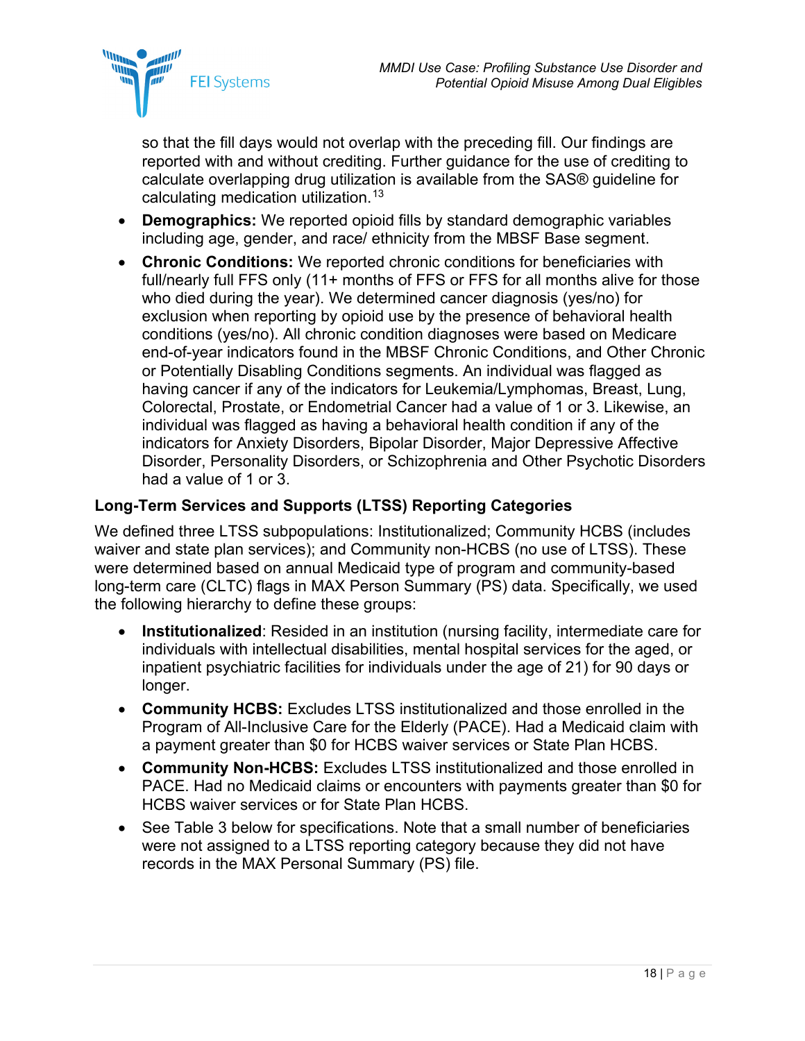so that the fill days would not overlap with the preceding fill. Our findings are reported with and without crediting. Further guidance for the use of crediting to calculate overlapping drug utilization is available from the SAS® guideline for calculating medication utilization.[13]

- **Demographics:** We reported opioid fills by standard demographic variables including age, gender, and race/ ethnicity from the MBSF Base segment.
- **Chronic Conditions:** We reported chronic conditions for beneficiaries with full/nearly full FFS only (11+ months of FFS or FFS for all months alive for those who died during the year). We determined cancer diagnosis (yes/no) for exclusion when reporting by opioid use by the presence of behavioral health conditions (yes/no). All chronic condition diagnoses were based on Medicare end-of-year indicators found in the MBSF Chronic Conditions, and Other Chronic or Potentially Disabling Conditions segments. An individual was flagged as having cancer if any of the indicators for Leukemia/Lymphomas, Breast, Lung, Colorectal, Prostate, or Endometrial Cancer had a value of 1 or 3. Likewise, an individual was flagged as having a behavioral health condition if any of the indicators for Anxiety Disorders, Bipolar Disorder, Major Depressive Affective Disorder, Personality Disorders, or Schizophrenia and Other Psychotic Disorders had a value of 1 or 3.

### Long-Term Services and Supports (LTSS) Reporting Categories

We defined three LTSS subpopulations: Institutionalized; Community HCBS (includes waiver and state plan services); and Community non-HCBS (no use of LTSS). These were determined based on annual Medicaid type of program and community-based long-term care (CLTC) flags in MAX Person Summary (PS) data. Specifically, we used the following hierarchy to define these groups:

- **Institutionalized**: Resided in an institution (nursing facility, intermediate care for individuals with intellectual disabilities, mental hospital services for the aged, or inpatient psychiatric facilities for individuals under the age of 21) for 90 days or longer.
- **Community HCBS:** Excludes LTSS institutionalized and those enrolled in the Program of All-Inclusive Care for the Elderly (PACE). Had a Medicaid claim with a payment greater than $0 for HCBS waiver services or State Plan HCBS.
- **Community Non-HCBS:** Excludes LTSS institutionalized and those enrolled in PACE. Had no Medicaid claims or encounters with payments greater than $0 for HCBS waiver services or for State Plan HCBS.
- See Table 3 below for specifications. Note that a small number of beneficiaries were not assigned to a LTSS reporting category because they did not have records in the MAX Personal Summary (PS) file.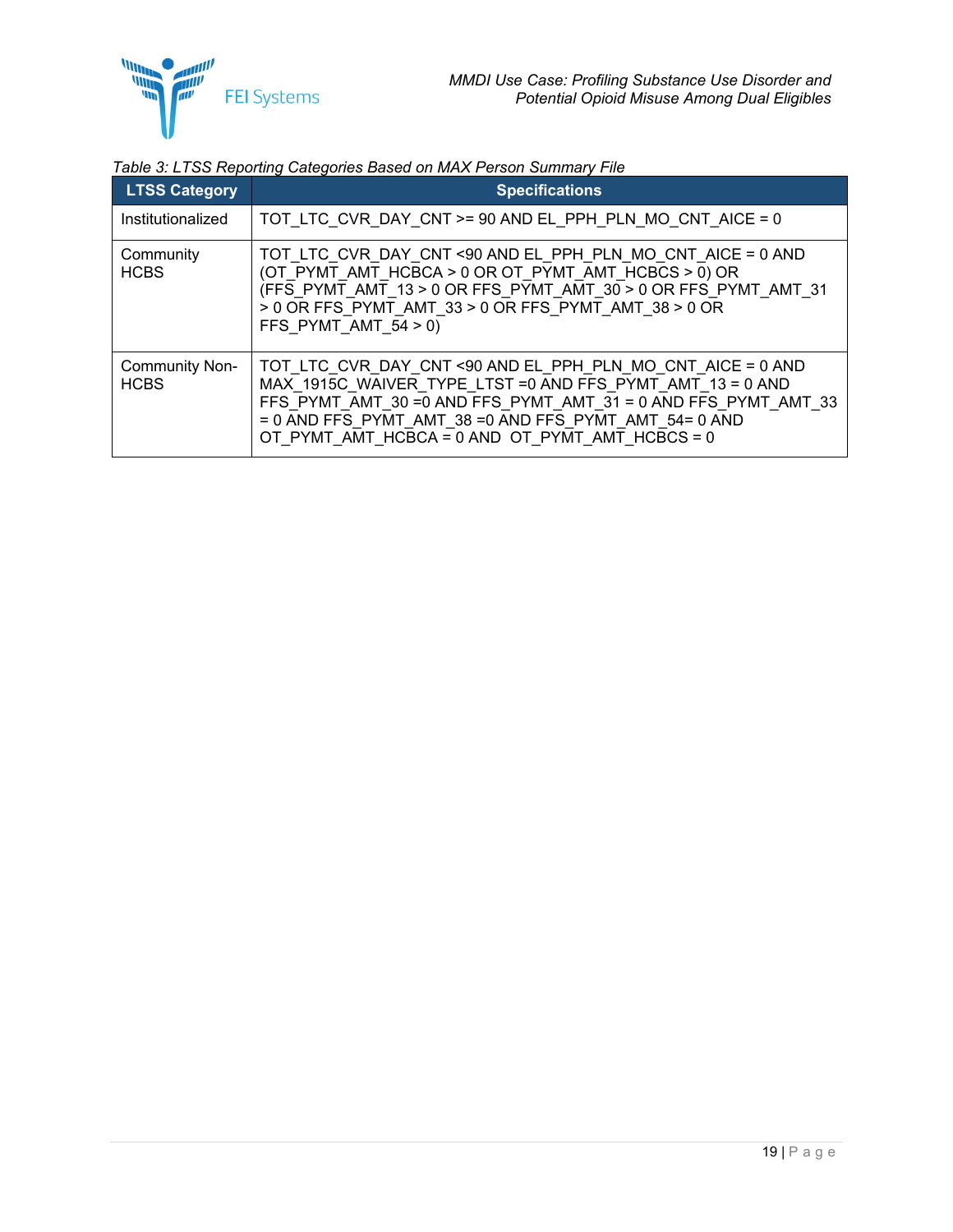*Table 3: LTSS Reporting Categories Based on MAX Person Summary File*

| LTSS Category | Specifications |
|---|---|
| Institutionalized | TOT_LTC_CVR_DAY_CNT >= 90 AND EL_PPH_PLN_MO_CNT_AICE = 0 |
| Community HCBS | TOT_LTC_CVR_DAY_CNT <90 AND EL_PPH_PLN_MO_CNT_AICE = 0 AND (OT_PYMT_AMT_HCBCA > 0 OR OT_PYMT_AMT_HCBCS > 0) OR (FFS_PYMT_AMT_13 > 0 OR FFS_PYMT_AMT_30 > 0 OR FFS_PYMT_AMT_31 > 0 OR FFS_PYMT_AMT_33 > 0 OR FFS_PYMT_AMT_38 > 0 OR FFS_PYMT_AMT_54 > 0) |
| Community Non-HCBS | TOT_LTC_CVR_DAY_CNT <90 AND EL_PPH_PLN_MO_CNT_AICE = 0 AND MAX_1915C_WAIVER_TYPE_LTST =0 AND FFS_PYMT_AMT_13 = 0 AND FFS_PYMT_AMT_30 =0 AND FFS_PYMT_AMT_31 = 0 AND FFS_PYMT_AMT_33 = 0 AND FFS_PYMT_AMT_38 =0 AND FFS_PYMT_AMT_54= 0 AND OT_PYMT_AMT_HCBCA = 0 AND OT_PYMT_AMT_HCBCS = 0 |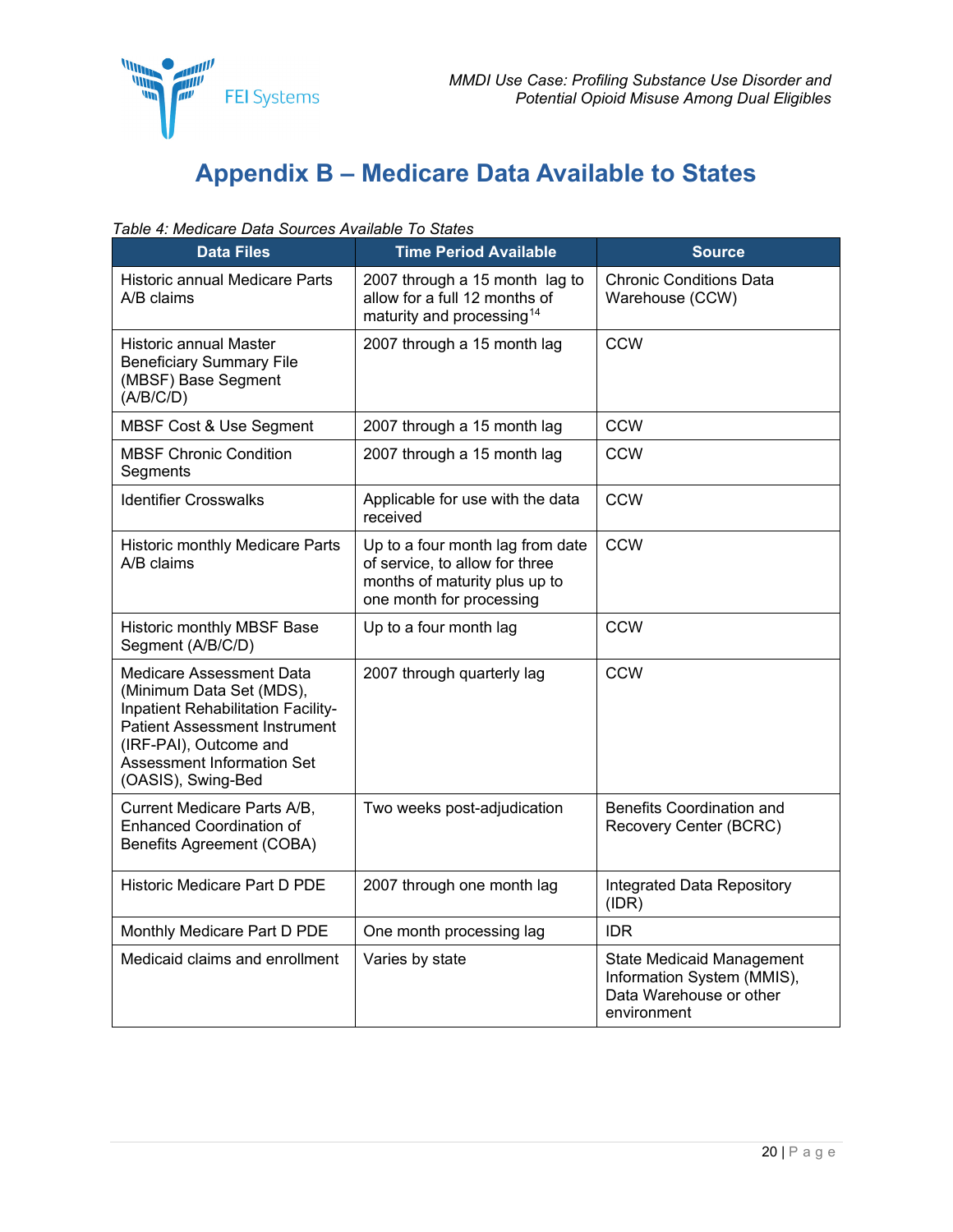# Appendix B – Medicare Data Available to States

*Table 4: Medicare Data Sources Available To States*

| Data Files | Time Period Available | Source |
|---|---|---|
| Historic annual Medicare Parts A/B claims | 2007 through a 15 month lag to allow for a full 12 months of maturity and processing[14] | Chronic Conditions Data Warehouse (CCW) |
| Historic annual Master Beneficiary Summary File (MBSF) Base Segment (A/B/C/D) | 2007 through a 15 month lag | CCW |
| MBSF Cost & Use Segment | 2007 through a 15 month lag | CCW |
| MBSF Chronic Condition Segments | 2007 through a 15 month lag | CCW |
| Identifier Crosswalks | Applicable for use with the data received | CCW |
| Historic monthly Medicare Parts A/B claims | Up to a four month lag from date of service, to allow for three months of maturity plus up to one month for processing | CCW |
| Historic monthly MBSF Base Segment (A/B/C/D) | Up to a four month lag | CCW |
| Medicare Assessment Data (Minimum Data Set (MDS), Inpatient Rehabilitation Facility-Patient Assessment Instrument (IRF-PAI), Outcome and Assessment Information Set (OASIS), Swing-Bed | 2007 through quarterly lag | CCW |
| Current Medicare Parts A/B, Enhanced Coordination of Benefits Agreement (COBA) | Two weeks post-adjudication | Benefits Coordination and Recovery Center (BCRC) |
| Historic Medicare Part D PDE | 2007 through one month lag | Integrated Data Repository (IDR) |
| Monthly Medicare Part D PDE | One month processing lag | IDR |
| Medicaid claims and enrollment | Varies by state | State Medicaid Management Information System (MMIS), Data Warehouse or other environment |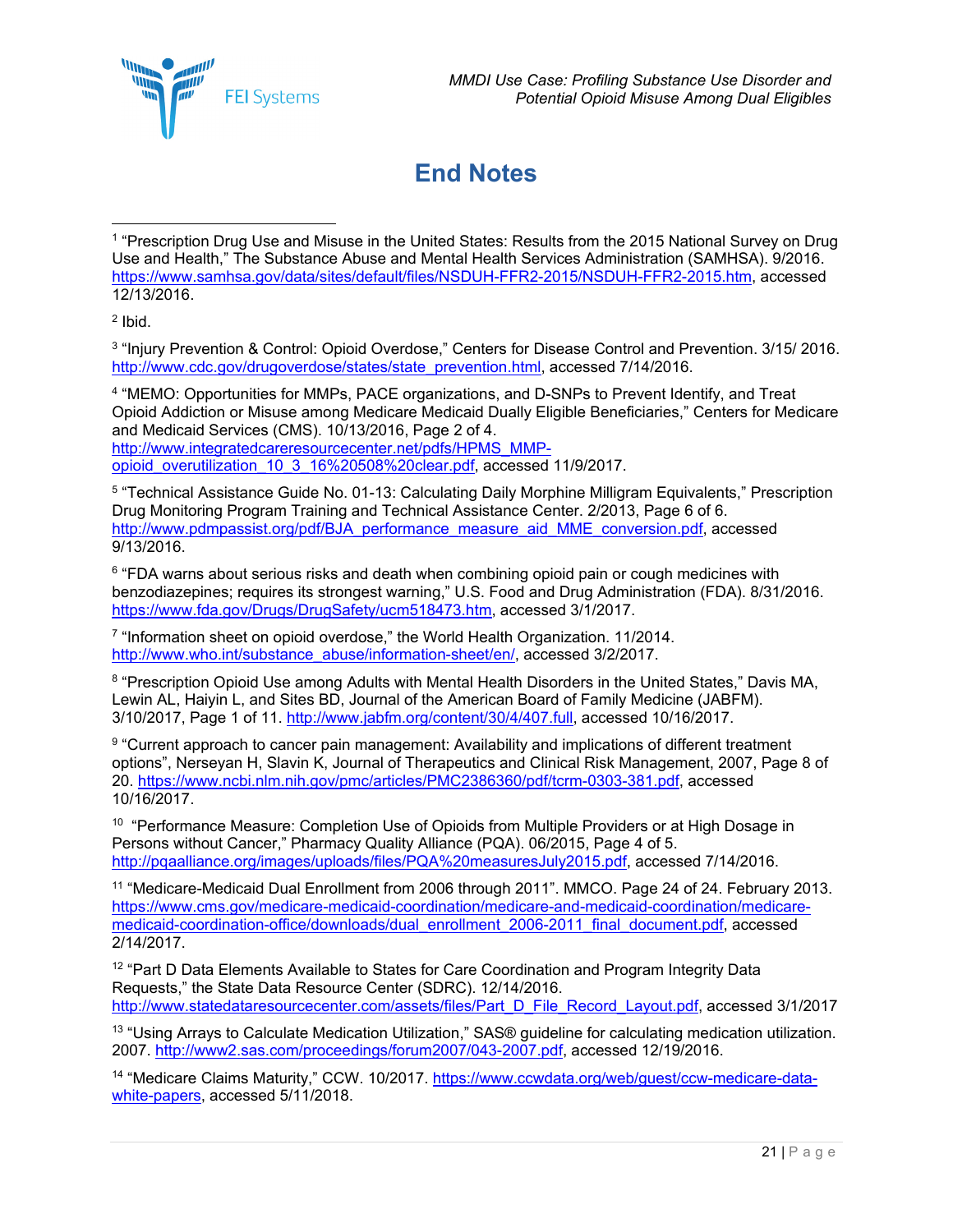# End Notes

[1] "Prescription Drug Use and Misuse in the United States: Results from the 2015 National Survey on Drug Use and Health," The Substance Abuse and Mental Health Services Administration (SAMHSA). 9/2016. https://www.samhsa.gov/data/sites/default/files/NSDUH-FFR2-2015/NSDUH-FFR2-2015.htm, accessed 12/13/2016.

[2] Ibid.

[3] "Injury Prevention & Control: Opioid Overdose," Centers for Disease Control and Prevention. 3/15/ 2016. http://www.cdc.gov/drugoverdose/states/state_prevention.html, accessed 7/14/2016.

[4] "MEMO: Opportunities for MMPs, PACE organizations, and D-SNPs to Prevent Identify, and Treat Opioid Addiction or Misuse among Medicare Medicaid Dually Eligible Beneficiaries," Centers for Medicare and Medicaid Services (CMS). 10/13/2016, Page 2 of 4. http://www.integratedcareresourcecenter.net/pdfs/HPMS_MMP-opioid_overutilization_10_3_16%20508%20clear.pdf, accessed 11/9/2017.

[5] "Technical Assistance Guide No. 01-13: Calculating Daily Morphine Milligram Equivalents," Prescription Drug Monitoring Program Training and Technical Assistance Center. 2/2013, Page 6 of 6. http://www.pdmpassist.org/pdf/BJA_performance_measure_aid_MME_conversion.pdf, accessed 9/13/2016.

[6] "FDA warns about serious risks and death when combining opioid pain or cough medicines with benzodiazepines; requires its strongest warning," U.S. Food and Drug Administration (FDA). 8/31/2016. https://www.fda.gov/Drugs/DrugSafety/ucm518473.htm, accessed 3/1/2017.

[7] "Information sheet on opioid overdose," the World Health Organization. 11/2014. http://www.who.int/substance_abuse/information-sheet/en/, accessed 3/2/2017.

[8] "Prescription Opioid Use among Adults with Mental Health Disorders in the United States," Davis MA, Lewin AL, Haiyin L, and Sites BD, Journal of the American Board of Family Medicine (JABFM). 3/10/2017, Page 1 of 11. http://www.jabfm.org/content/30/4/407.full, accessed 10/16/2017.

[9] "Current approach to cancer pain management: Availability and implications of different treatment options", Nerseyan H, Slavin K, Journal of Therapeutics and Clinical Risk Management, 2007, Page 8 of 20. https://www.ncbi.nlm.nih.gov/pmc/articles/PMC2386360/pdf/tcrm-0303-381.pdf, accessed 10/16/2017.

[10] "Performance Measure: Completion Use of Opioids from Multiple Providers or at High Dosage in Persons without Cancer," Pharmacy Quality Alliance (PQA). 06/2015, Page 4 of 5. http://pqaalliance.org/images/uploads/files/PQA%20measuresJuly2015.pdf, accessed 7/14/2016.

[11] "Medicare-Medicaid Dual Enrollment from 2006 through 2011". MMCO. Page 24 of 24. February 2013. https://www.cms.gov/medicare-medicaid-coordination/medicare-and-medicaid-coordination/medicare-medicaid-coordination-office/downloads/dual_enrollment_2006-2011_final_document.pdf, accessed 2/14/2017.

[12] "Part D Data Elements Available to States for Care Coordination and Program Integrity Data Requests," the State Data Resource Center (SDRC). 12/14/2016. http://www.statedataresourcecenter.com/assets/files/Part_D_File_Record_Layout.pdf, accessed 3/1/2017

[13] "Using Arrays to Calculate Medication Utilization," SAS® guideline for calculating medication utilization. 2007. http://www2.sas.com/proceedings/forum2007/043-2007.pdf, accessed 12/19/2016.

[14] "Medicare Claims Maturity," CCW. 10/2017. https://www.ccwdata.org/web/guest/ccw-medicare-data-white-papers, accessed 5/11/2018.